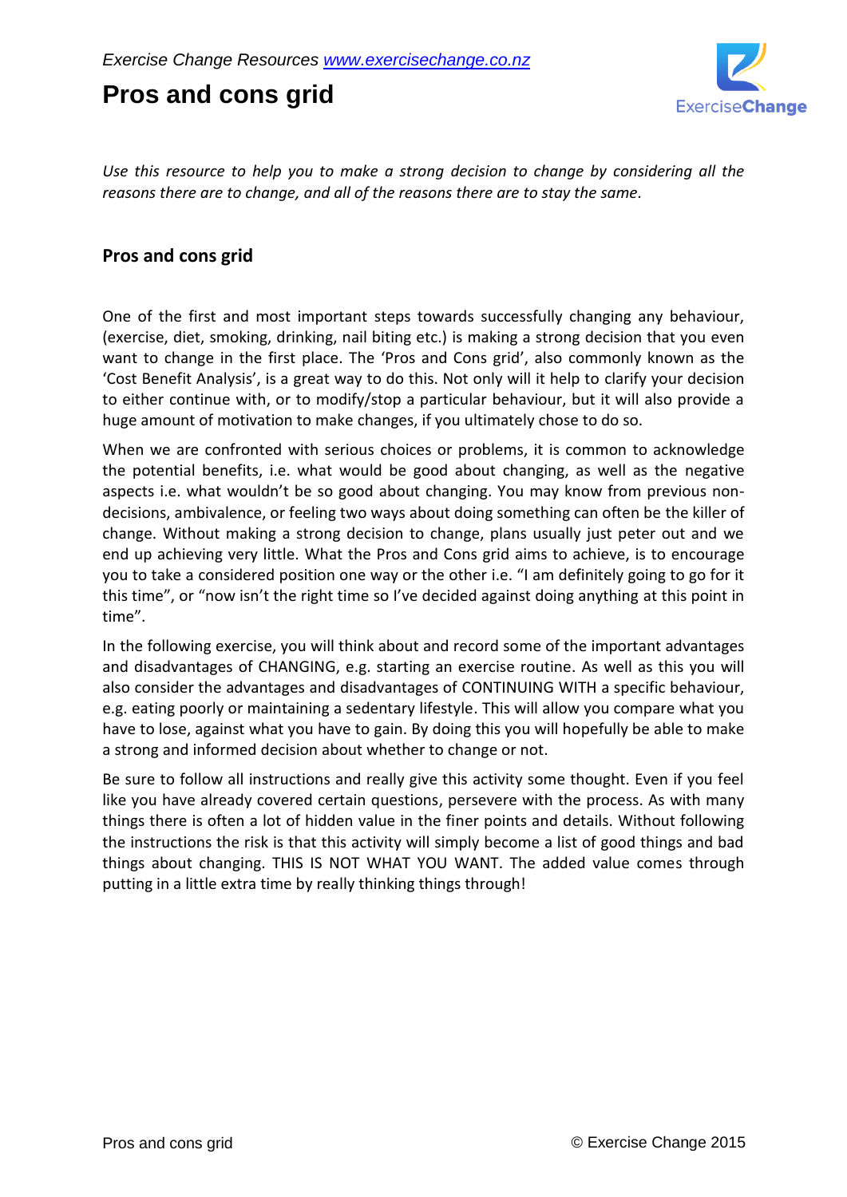*Exercise Change Resources [www.exercisechange.co.nz](http://www.exercisechange.co.nz)*

# Pros and cons grid

*Use this resource to help you to make a strong decision to change by considering all the reasons there are to change, and all of the reasons there are to stay the same.*

## Pros and cons grid

One of the first and most important steps towards successfully changing any behaviour, (exercise, diet, smoking, drinking, nail biting etc.) is making a strong decision that you even want to change in the first place. The 'Pros and Cons grid', also commonly known as the 'Cost Benefit Analysis', is a great way to do this. Not only will it help to clarify your decision to either continue with, or to modify/stop a particular behaviour, but it will also provide a huge amount of motivation to make changes, if you ultimately chose to do so.

When we are confronted with serious choices or problems, it is common to acknowledge the potential benefits, i.e. what would be good about changing, as well as the negative aspects i.e. what wouldn't be so good about changing. You may know from previous non-decisions, ambivalence, or feeling two ways about doing something can often be the killer of change. Without making a strong decision to change, plans usually just peter out and we end up achieving very little. What the Pros and Cons grid aims to achieve, is to encourage you to take a considered position one way or the other i.e. "I am definitely going to go for it this time", or "now isn't the right time so I've decided against doing anything at this point in time".

In the following exercise, you will think about and record some of the important advantages and disadvantages of CHANGING, e.g. starting an exercise routine. As well as this you will also consider the advantages and disadvantages of CONTINUING WITH a specific behaviour, e.g. eating poorly or maintaining a sedentary lifestyle. This will allow you compare what you have to lose, against what you have to gain. By doing this you will hopefully be able to make a strong and informed decision about whether to change or not.

Be sure to follow all instructions and really give this activity some thought. Even if you feel like you have already covered certain questions, persevere with the process. As with many things there is often a lot of hidden value in the finer points and details. Without following the instructions the risk is that this activity will simply become a list of good things and bad things about changing. THIS IS NOT WHAT YOU WANT. The added value comes through putting in a little extra time by really thinking things through!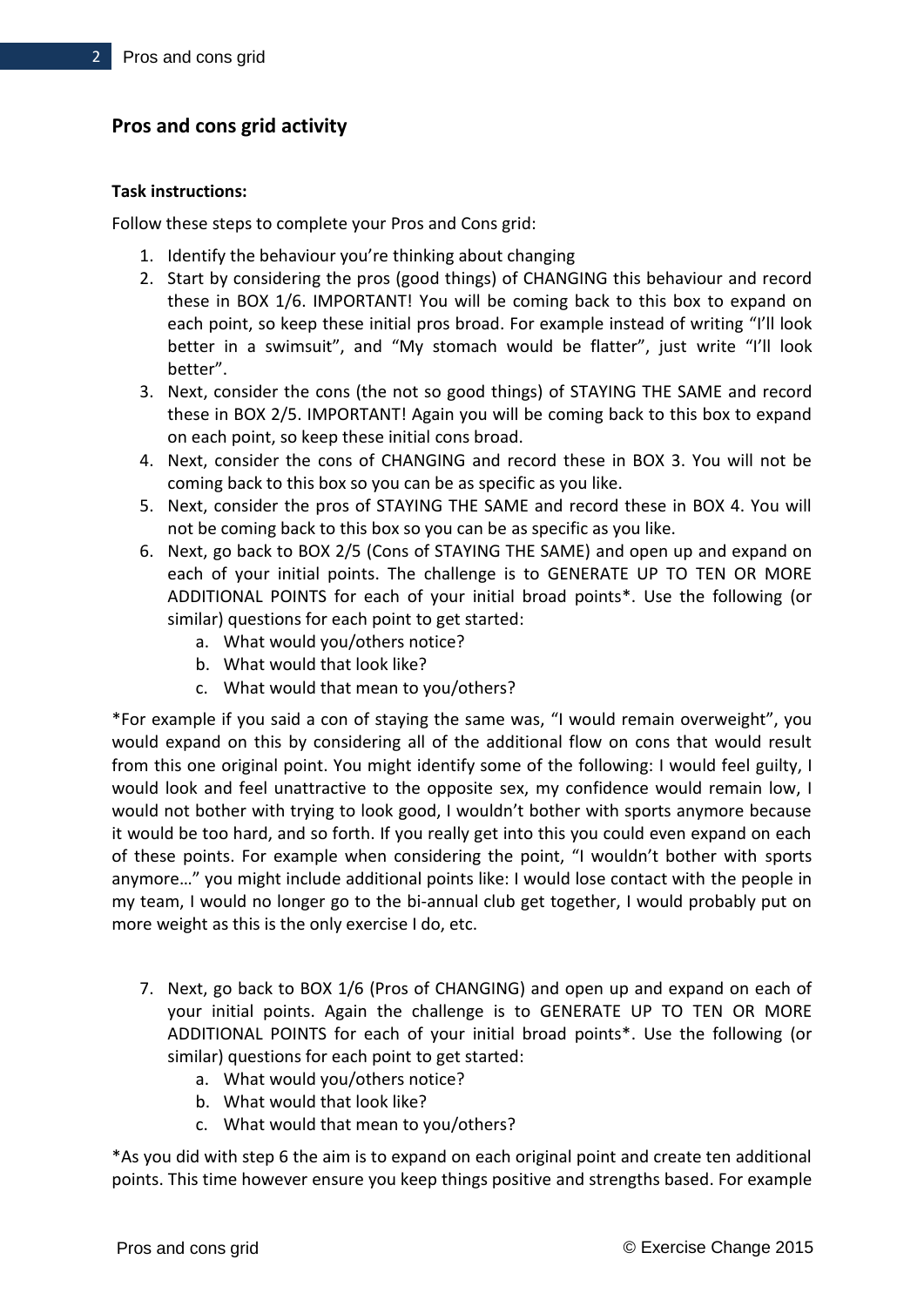## Pros and cons grid activity

**Task instructions:**

Follow these steps to complete your Pros and Cons grid:

1. Identify the behaviour you're thinking about changing
2. Start by considering the pros (good things) of CHANGING this behaviour and record these in BOX 1/6. IMPORTANT! You will be coming back to this box to expand on each point, so keep these initial pros broad. For example instead of writing "I'll look better in a swimsuit", and "My stomach would be flatter", just write "I'll look better".
3. Next, consider the cons (the not so good things) of STAYING THE SAME and record these in BOX 2/5. IMPORTANT! Again you will be coming back to this box to expand on each point, so keep these initial cons broad.
4. Next, consider the cons of CHANGING and record these in BOX 3. You will not be coming back to this box so you can be as specific as you like.
5. Next, consider the pros of STAYING THE SAME and record these in BOX 4. You will not be coming back to this box so you can be as specific as you like.
6. Next, go back to BOX 2/5 (Cons of STAYING THE SAME) and open up and expand on each of your initial points. The challenge is to GENERATE UP TO TEN OR MORE ADDITIONAL POINTS for each of your initial broad points*. Use the following (or similar) questions for each point to get started:
   a. What would you/others notice?
   b. What would that look like?
   c. What would that mean to you/others?

*For example if you said a con of staying the same was, "I would remain overweight", you would expand on this by considering all of the additional flow on cons that would result from this one original point. You might identify some of the following: I would feel guilty, I would look and feel unattractive to the opposite sex, my confidence would remain low, I would not bother with trying to look good, I wouldn't bother with sports anymore because it would be too hard, and so forth. If you really get into this you could even expand on each of these points. For example when considering the point, "I wouldn't bother with sports anymore…" you might include additional points like: I would lose contact with the people in my team, I would no longer go to the bi-annual club get together, I would probably put on more weight as this is the only exercise I do, etc.

7. Next, go back to BOX 1/6 (Pros of CHANGING) and open up and expand on each of your initial points. Again the challenge is to GENERATE UP TO TEN OR MORE ADDITIONAL POINTS for each of your initial broad points*. Use the following (or similar) questions for each point to get started:
   a. What would you/others notice?
   b. What would that look like?
   c. What would that mean to you/others?

*As you did with step 6 the aim is to expand on each original point and create ten additional points. This time however ensure you keep things positive and strengths based. For example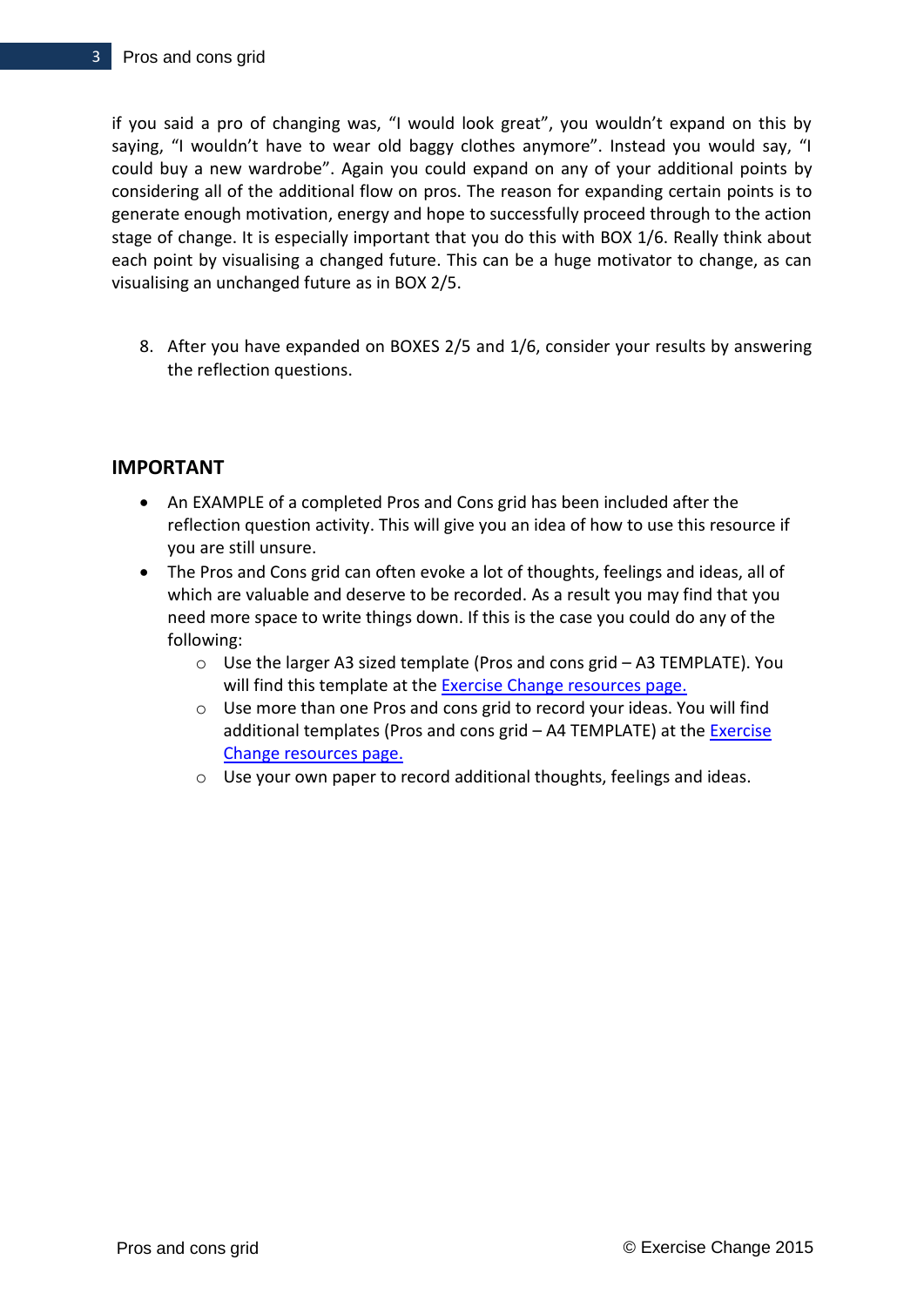if you said a pro of changing was, “I would look great”, you wouldn’t expand on this by saying, “I wouldn’t have to wear old baggy clothes anymore”. Instead you would say, “I could buy a new wardrobe”. Again you could expand on any of your additional points by considering all of the additional flow on pros. The reason for expanding certain points is to generate enough motivation, energy and hope to successfully proceed through to the action stage of change. It is especially important that you do this with BOX 1/6. Really think about each point by visualising a changed future. This can be a huge motivator to change, as can visualising an unchanged future as in BOX 2/5.

8. After you have expanded on BOXES 2/5 and 1/6, consider your results by answering the reflection questions.

## IMPORTANT

- An EXAMPLE of a completed Pros and Cons grid has been included after the reflection question activity. This will give you an idea of how to use this resource if you are still unsure.
- The Pros and Cons grid can often evoke a lot of thoughts, feelings and ideas, all of which are valuable and deserve to be recorded. As a result you may find that you need more space to write things down. If this is the case you could do any of the following:
  - Use the larger A3 sized template (Pros and cons grid – A3 TEMPLATE). You will find this template at the Exercise Change resources page.
  - Use more than one Pros and cons grid to record your ideas. You will find additional templates (Pros and cons grid – A4 TEMPLATE) at the Exercise Change resources page.
  - Use your own paper to record additional thoughts, feelings and ideas.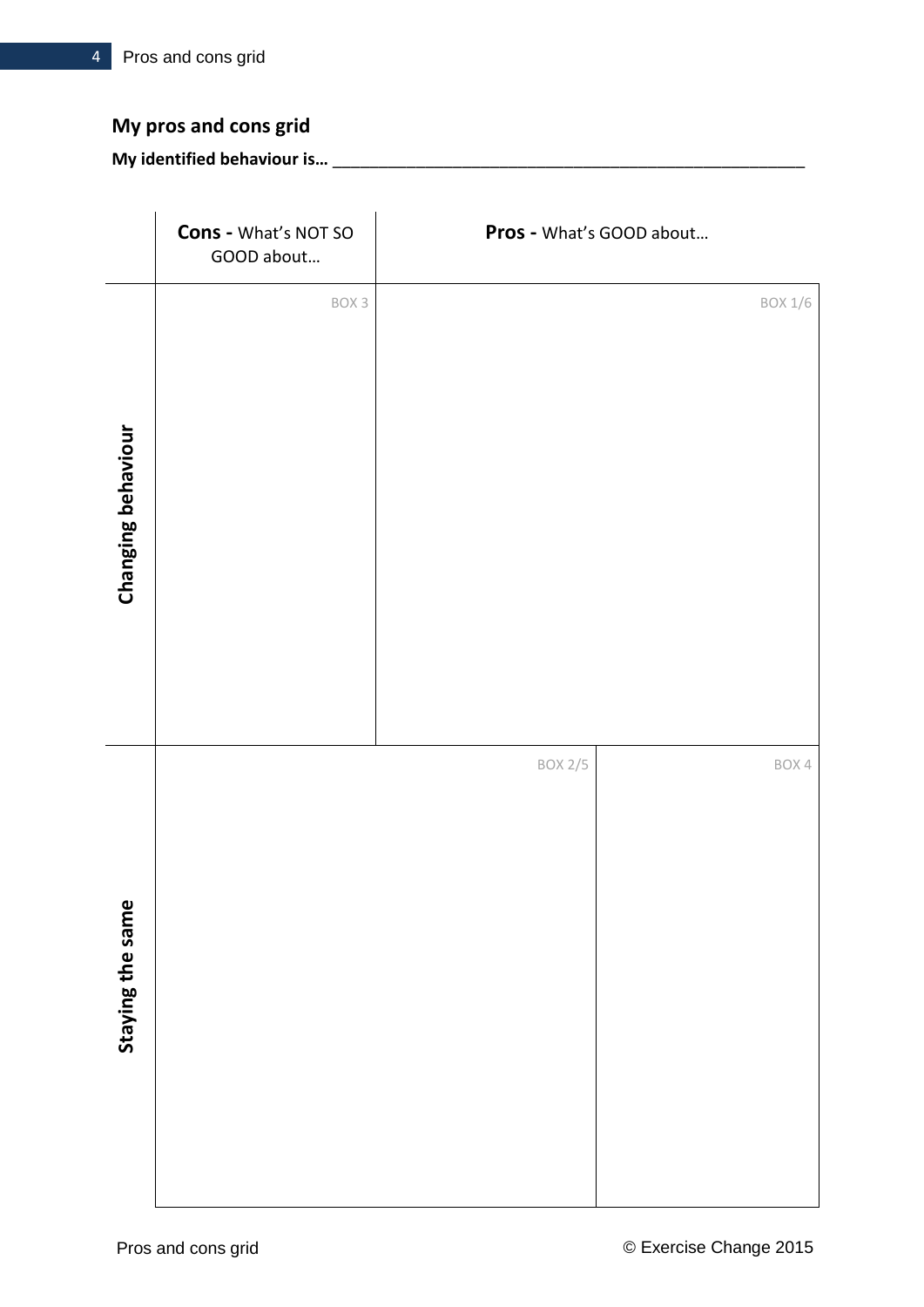## My pros and cons grid

**My identified behaviour is…** ________________________________________________

| | Cons - What's NOT SO GOOD about… | | Pros - What's GOOD about… |
|---|---|---|---|
| **Changing behaviour** | BOX 3 | | BOX 1/6 |
| **Staying the same** | | BOX 2/5 | BOX 4 |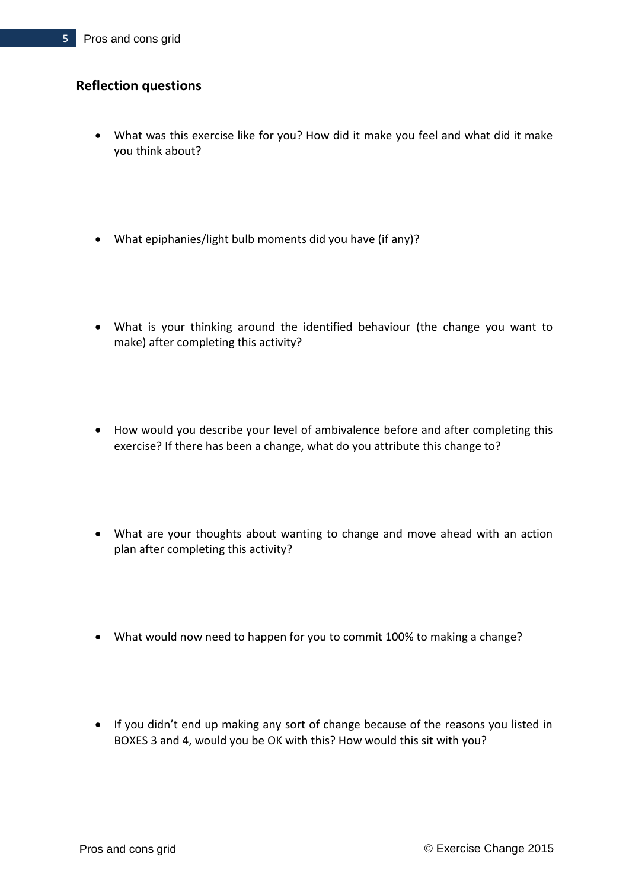## Reflection questions

- What was this exercise like for you? How did it make you feel and what did it make you think about?

- What epiphanies/light bulb moments did you have (if any)?

- What is your thinking around the identified behaviour (the change you want to make) after completing this activity?

- How would you describe your level of ambivalence before and after completing this exercise? If there has been a change, what do you attribute this change to?

- What are your thoughts about wanting to change and move ahead with an action plan after completing this activity?

- What would now need to happen for you to commit 100% to making a change?

- If you didn't end up making any sort of change because of the reasons you listed in BOXES 3 and 4, would you be OK with this? How would this sit with you?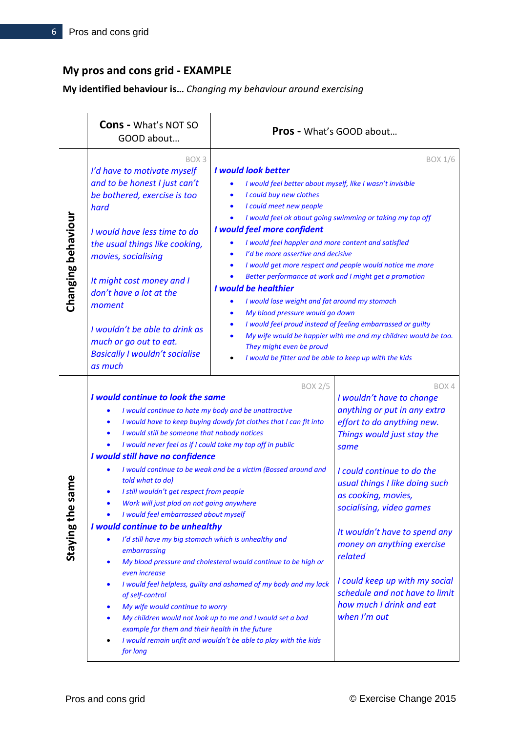## My pros and cons grid - EXAMPLE

**My identified behaviour is…** *Changing my behaviour around exercising*

| | **Cons** - What's NOT SO GOOD about… | **Pros** - What's GOOD about… |
|---|---|---|
| **Changing behaviour** | BOX 3<br>*I'd have to motivate myself and to be honest I just can't be bothered, exercise is too hard*<br><br>*I would have less time to do the usual things like cooking, movies, socialising*<br><br>*It might cost money and I don't have a lot at the moment*<br><br>*I wouldn't be able to drink as much or go out to eat. Basically I wouldn't socialise as much* | BOX 1/6<br>***I would look better***<br>• *I would feel better about myself, like I wasn't invisible*<br>• *I could buy new clothes*<br>• *I could meet new people*<br>• *I would feel ok about going swimming or taking my top off*<br>***I would feel more confident***<br>• *I would feel happier and more content and satisfied*<br>• *I'd be more assertive and decisive*<br>• *I would get more respect and people would notice me more*<br>• *Better performance at work and I might get a promotion*<br>***I would be healthier***<br>• *I would lose weight and fat around my stomach*<br>• *My blood pressure would go down*<br>• *I would feel proud instead of feeling embarrassed or guilty*<br>• *My wife would be happier with me and my children would be too. They might even be proud*<br>• *I would be fitter and be able to keep up with the kids* |
| **Staying the same** | BOX 2/5<br>***I would continue to look the same***<br>• *I would continue to hate my body and be unattractive*<br>• *I would have to keep buying dowdy fat clothes that I can fit into*<br>• *I would still be someone that nobody notices*<br>• *I would never feel as if I could take my top off in public*<br>***I would still have no confidence***<br>• *I would continue to be weak and be a victim (Bossed around and told what to do)*<br>• *I still wouldn't get respect from people*<br>• *Work will just plod on not going anywhere*<br>• *I would feel embarrassed about myself*<br>***I would continue to be unhealthy***<br>• *I'd still have my big stomach which is unhealthy and embarrassing*<br>• *My blood pressure and cholesterol would continue to be high or even increase*<br>• *I would feel helpless, guilty and ashamed of my body and my lack of self-control*<br>• *My wife would continue to worry*<br>• *My children would not look up to me and I would set a bad example for them and their health in the future*<br>• *I would remain unfit and wouldn't be able to play with the kids for long* | BOX 4<br>*I wouldn't have to change anything or put in any extra effort to do anything new. Things would just stay the same*<br><br>*I could continue to do the usual things I like doing such as cooking, movies, socialising, video games*<br><br>*It wouldn't have to spend any money on anything exercise related*<br><br>*I could keep up with my social schedule and not have to limit how much I drink and eat when I'm out* |

Pros and cons grid

© Exercise Change 2015